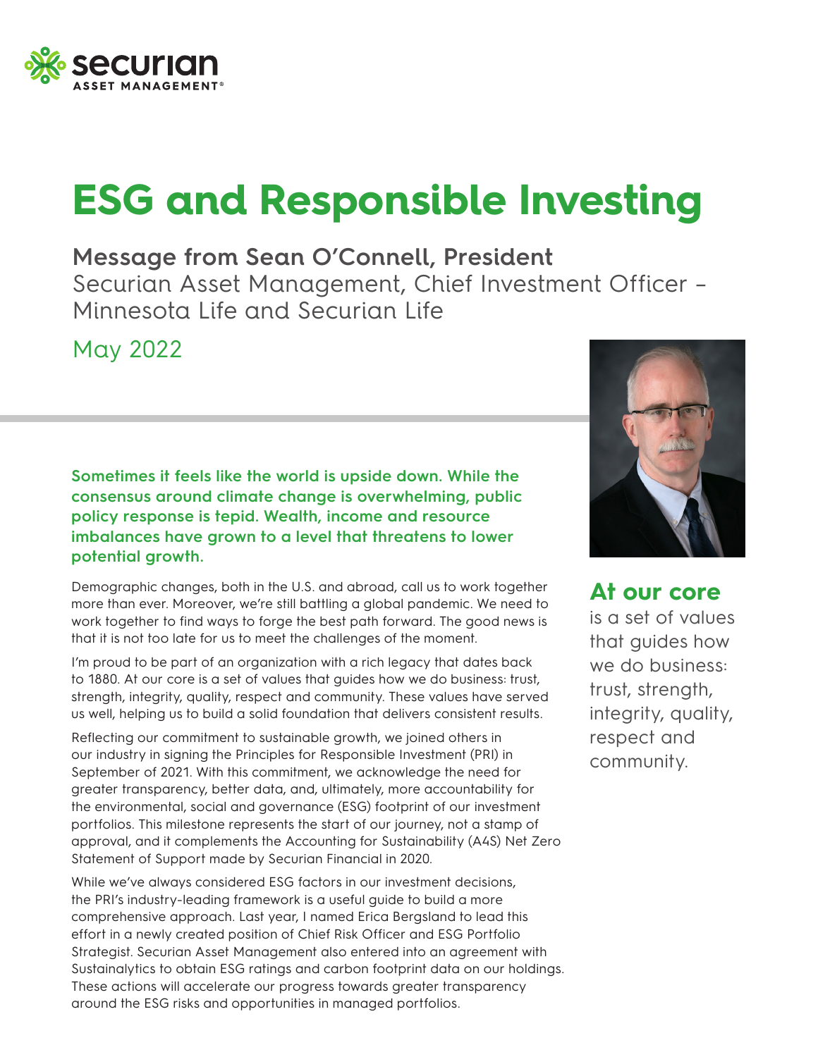Securian Asset Management®

# ESG and Responsible Investing

## Message from Sean O'Connell, President

Securian Asset Management, Chief Investment Officer – Minnesota Life and Securian Life

May 2022

**Sometimes it feels like the world is upside down. While the consensus around climate change is overwhelming, public policy response is tepid. Wealth, income and resource imbalances have grown to a level that threatens to lower potential growth.**

Demographic changes, both in the U.S. and abroad, call us to work together more than ever. Moreover, we're still battling a global pandemic. We need to work together to find ways to forge the best path forward. The good news is that it is not too late for us to meet the challenges of the moment.

I'm proud to be part of an organization with a rich legacy that dates back to 1880. At our core is a set of values that guides how we do business: trust, strength, integrity, quality, respect and community. These values have served us well, helping us to build a solid foundation that delivers consistent results.

> **At our core** is a set of values that guides how we do business: trust, strength, integrity, quality, respect and community.

Reflecting our commitment to sustainable growth, we joined others in our industry in signing the Principles for Responsible Investment (PRI) in September of 2021. With this commitment, we acknowledge the need for greater transparency, better data, and, ultimately, more accountability for the environmental, social and governance (ESG) footprint of our investment portfolios. This milestone represents the start of our journey, not a stamp of approval, and it complements the Accounting for Sustainability (A4S) Net Zero Statement of Support made by Securian Financial in 2020.

While we've always considered ESG factors in our investment decisions, the PRI's industry-leading framework is a useful guide to build a more comprehensive approach. Last year, I named Erica Bergsland to lead this effort in a newly created position of Chief Risk Officer and ESG Portfolio Strategist. Securian Asset Management also entered into an agreement with Sustainalytics to obtain ESG ratings and carbon footprint data on our holdings. These actions will accelerate our progress towards greater transparency around the ESG risks and opportunities in managed portfolios.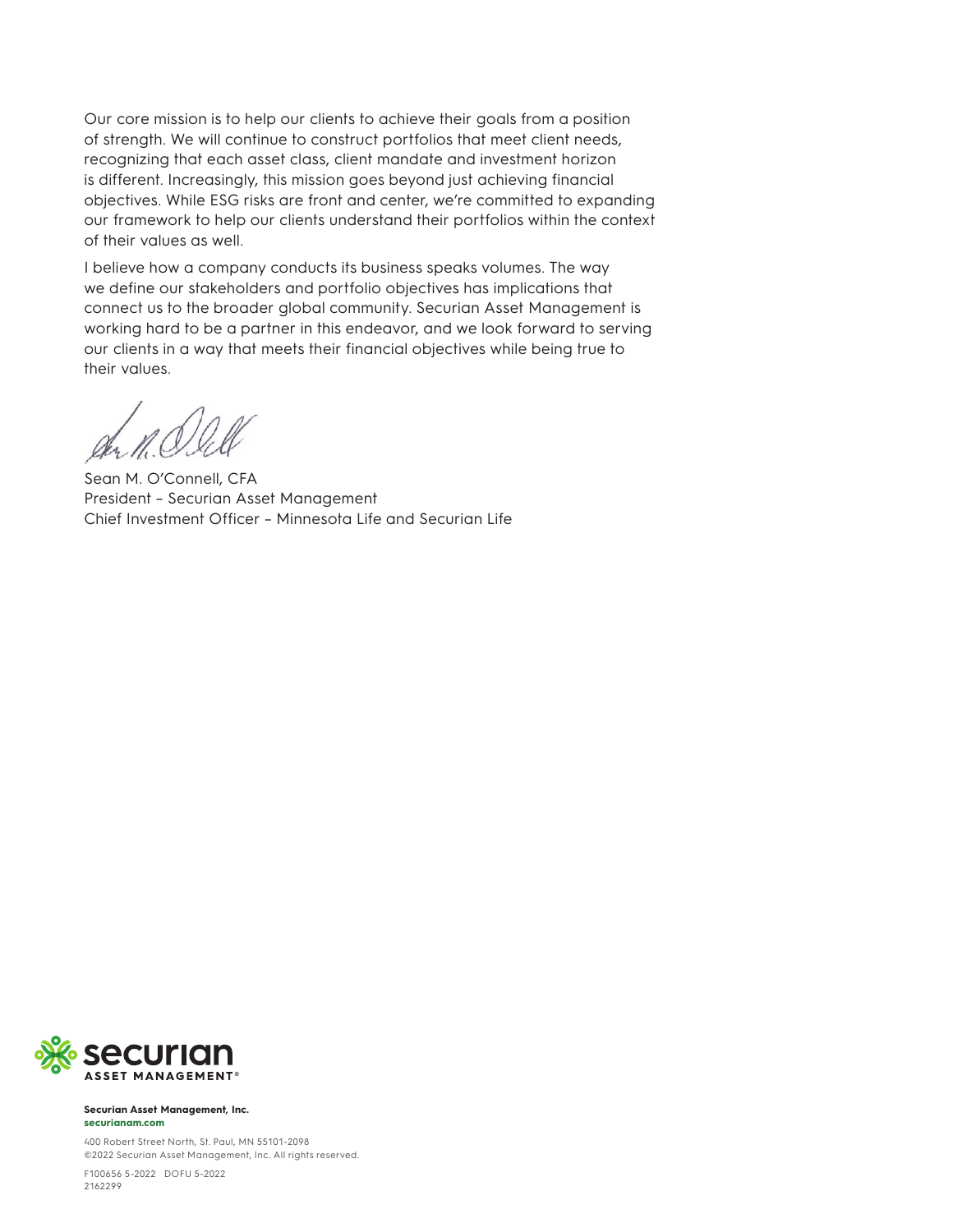Our core mission is to help our clients to achieve their goals from a position of strength. We will continue to construct portfolios that meet client needs, recognizing that each asset class, client mandate and investment horizon is different. Increasingly, this mission goes beyond just achieving financial objectives. While ESG risks are front and center, we're committed to expanding our framework to help our clients understand their portfolios within the context of their values as well.

I believe how a company conducts its business speaks volumes. The way we define our stakeholders and portfolio objectives has implications that connect us to the broader global community. Securian Asset Management is working hard to be a partner in this endeavor, and we look forward to serving our clients in a way that meets their financial objectives while being true to their values.

Sean M. O'Connell, CFA
President – Securian Asset Management
Chief Investment Officer – Minnesota Life and Securian Life

**Securian Asset Management, Inc.**
**securianam.com**

400 Robert Street North, St. Paul, MN 55101-2098
©2022 Securian Asset Management, Inc. All rights reserved.

F100656 5-2022 DOFU 5-2022
2162299